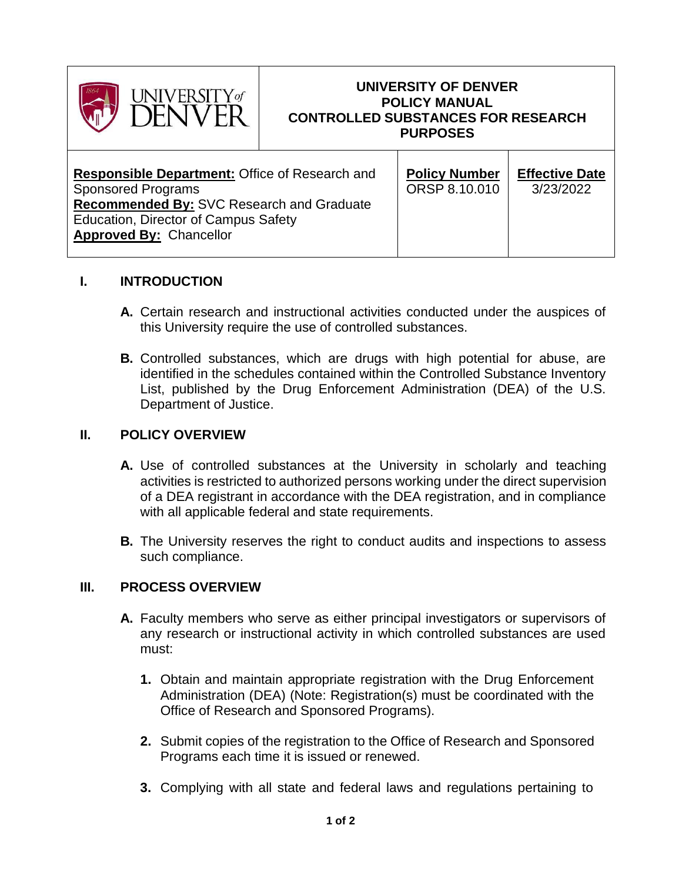| UNIVERSITY of DENVER | UNIVERSITY OF DENVER<br>POLICY MANUAL<br>CONTROLLED SUBSTANCES FOR RESEARCH PURPOSES | |
|---|---|---|
| **Responsible Department:** Office of Research and Sponsored Programs<br>**Recommended By:** SVC Research and Graduate Education, Director of Campus Safety<br>**Approved By:** Chancellor | **Policy Number**<br>ORSP 8.10.010 | **Effective Date**<br>3/23/2022 |

## I. INTRODUCTION

**A.** Certain research and instructional activities conducted under the auspices of this University require the use of controlled substances.

**B.** Controlled substances, which are drugs with high potential for abuse, are identified in the schedules contained within the Controlled Substance Inventory List, published by the Drug Enforcement Administration (DEA) of the U.S. Department of Justice.

## II. POLICY OVERVIEW

**A.** Use of controlled substances at the University in scholarly and teaching activities is restricted to authorized persons working under the direct supervision of a DEA registrant in accordance with the DEA registration, and in compliance with all applicable federal and state requirements.

**B.** The University reserves the right to conduct audits and inspections to assess such compliance.

## III. PROCESS OVERVIEW

**A.** Faculty members who serve as either principal investigators or supervisors of any research or instructional activity in which controlled substances are used must:

1. Obtain and maintain appropriate registration with the Drug Enforcement Administration (DEA) (Note: Registration(s) must be coordinated with the Office of Research and Sponsored Programs).

2. Submit copies of the registration to the Office of Research and Sponsored Programs each time it is issued or renewed.

3. Complying with all state and federal laws and regulations pertaining to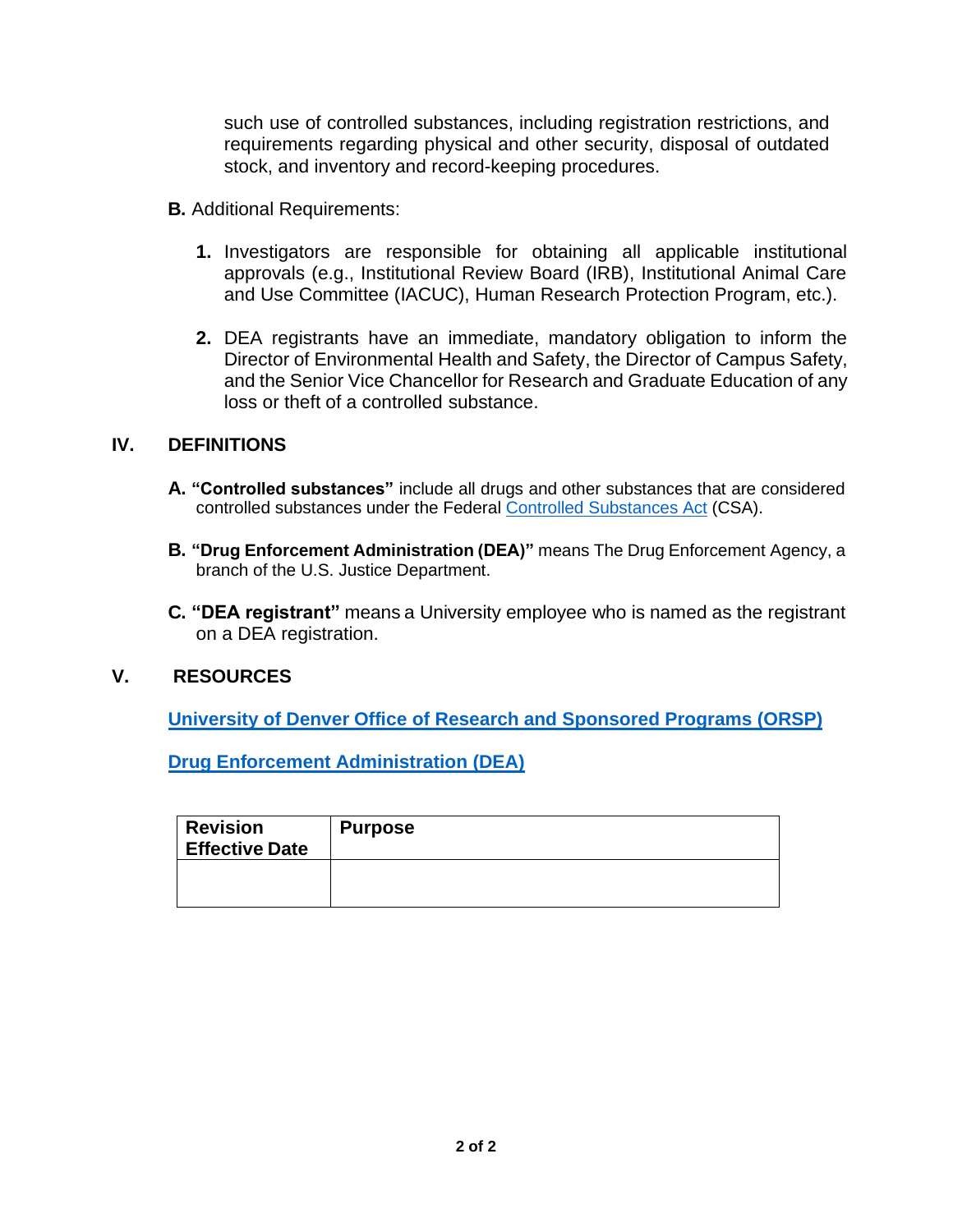such use of controlled substances, including registration restrictions, and requirements regarding physical and other security, disposal of outdated stock, and inventory and record-keeping procedures.

**B.** Additional Requirements:

1. Investigators are responsible for obtaining all applicable institutional approvals (e.g., Institutional Review Board (IRB), Institutional Animal Care and Use Committee (IACUC), Human Research Protection Program, etc.).

2. DEA registrants have an immediate, mandatory obligation to inform the Director of Environmental Health and Safety, the Director of Campus Safety, and the Senior Vice Chancellor for Research and Graduate Education of any loss or theft of a controlled substance.

## IV. DEFINITIONS

**A. "Controlled substances"** include all drugs and other substances that are considered controlled substances under the Federal Controlled Substances Act (CSA).

**B. "Drug Enforcement Administration (DEA)"** means The Drug Enforcement Agency, a branch of the U.S. Justice Department.

**C. "DEA registrant"** means a University employee who is named as the registrant on a DEA registration.

## V. RESOURCES

**University of Denver Office of Research and Sponsored Programs (ORSP)**

**Drug Enforcement Administration (DEA)**

| Revision Effective Date | Purpose |
|---|---|
| | |